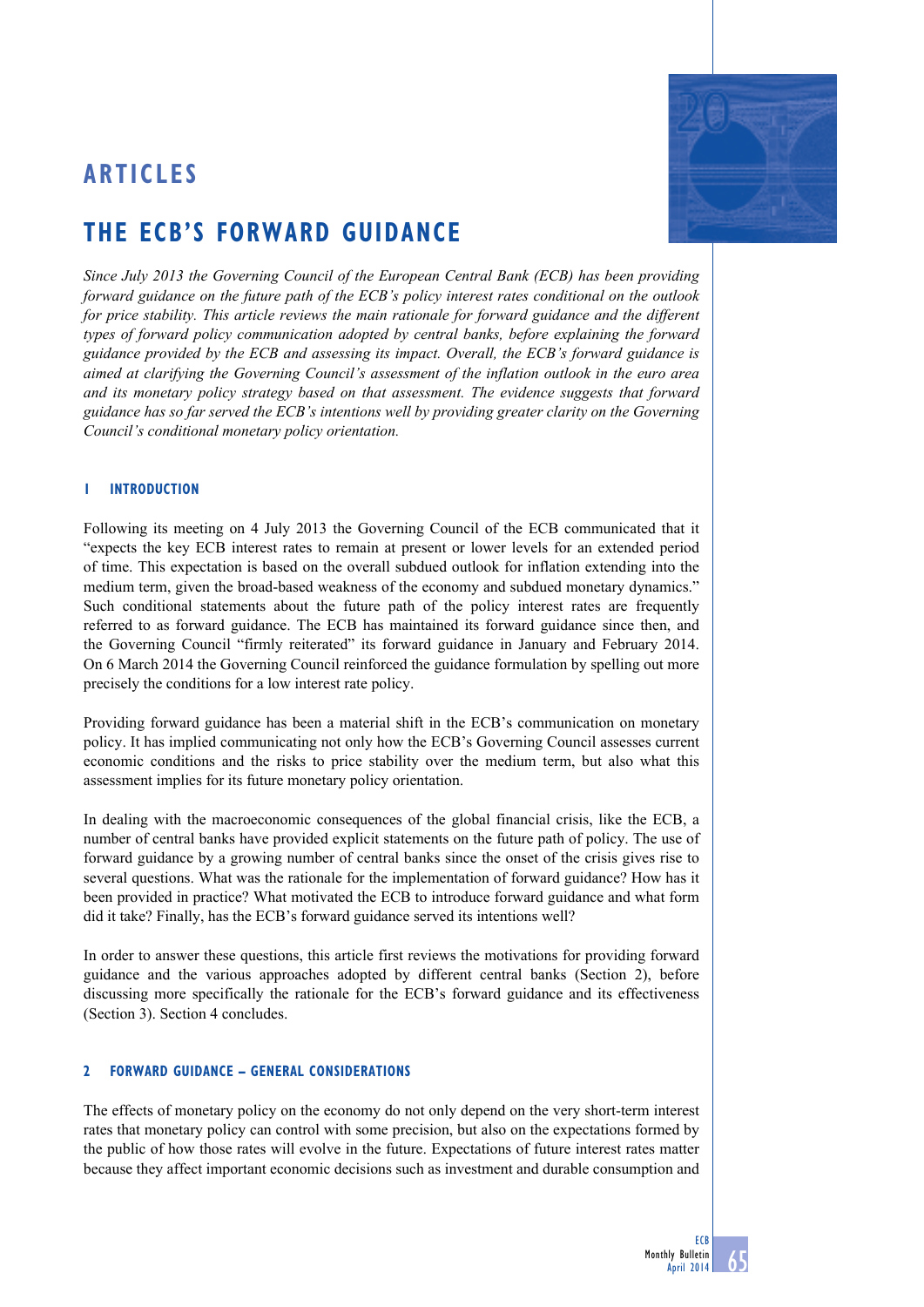# ARTICLES

## THE ECB'S FORWARD GUIDANCE

*Since July 2013 the Governing Council of the European Central Bank (ECB) has been providing forward guidance on the future path of the ECB's policy interest rates conditional on the outlook for price stability. This article reviews the main rationale for forward guidance and the different types of forward policy communication adopted by central banks, before explaining the forward guidance provided by the ECB and assessing its impact. Overall, the ECB's forward guidance is aimed at clarifying the Governing Council's assessment of the inflation outlook in the euro area and its monetary policy strategy based on that assessment. The evidence suggests that forward guidance has so far served the ECB's intentions well by providing greater clarity on the Governing Council's conditional monetary policy orientation.*

### 1 INTRODUCTION

Following its meeting on 4 July 2013 the Governing Council of the ECB communicated that it "expects the key ECB interest rates to remain at present or lower levels for an extended period of time. This expectation is based on the overall subdued outlook for inflation extending into the medium term, given the broad-based weakness of the economy and subdued monetary dynamics." Such conditional statements about the future path of the policy interest rates are frequently referred to as forward guidance. The ECB has maintained its forward guidance since then, and the Governing Council "firmly reiterated" its forward guidance in January and February 2014. On 6 March 2014 the Governing Council reinforced the guidance formulation by spelling out more precisely the conditions for a low interest rate policy.

Providing forward guidance has been a material shift in the ECB's communication on monetary policy. It has implied communicating not only how the ECB's Governing Council assesses current economic conditions and the risks to price stability over the medium term, but also what this assessment implies for its future monetary policy orientation.

In dealing with the macroeconomic consequences of the global financial crisis, like the ECB, a number of central banks have provided explicit statements on the future path of policy. The use of forward guidance by a growing number of central banks since the onset of the crisis gives rise to several questions. What was the rationale for the implementation of forward guidance? How has it been provided in practice? What motivated the ECB to introduce forward guidance and what form did it take? Finally, has the ECB's forward guidance served its intentions well?

In order to answer these questions, this article first reviews the motivations for providing forward guidance and the various approaches adopted by different central banks (Section 2), before discussing more specifically the rationale for the ECB's forward guidance and its effectiveness (Section 3). Section 4 concludes.

### 2 FORWARD GUIDANCE – GENERAL CONSIDERATIONS

The effects of monetary policy on the economy do not only depend on the very short-term interest rates that monetary policy can control with some precision, but also on the expectations formed by the public of how those rates will evolve in the future. Expectations of future interest rates matter because they affect important economic decisions such as investment and durable consumption and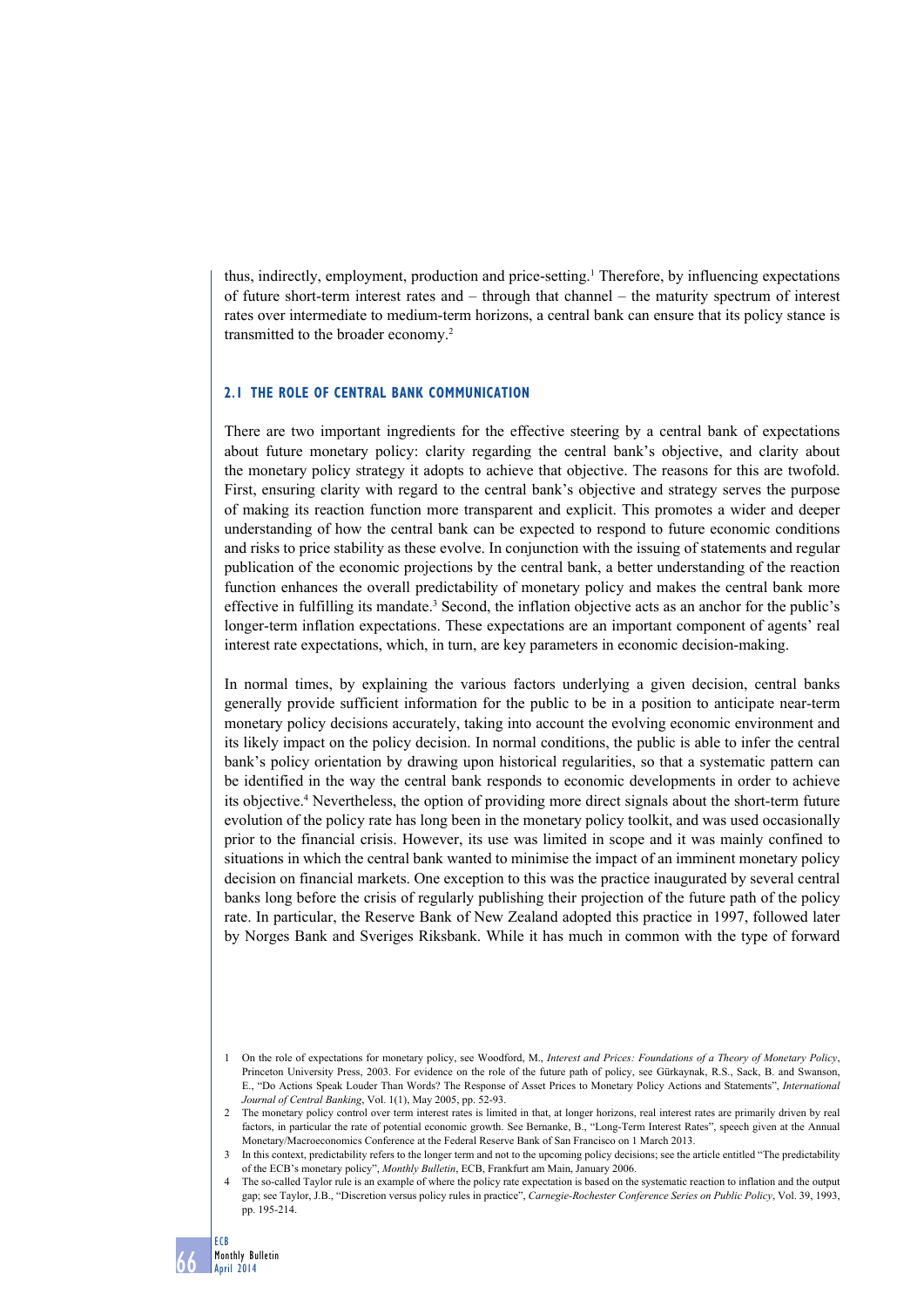thus, indirectly, employment, production and price-setting.[1] Therefore, by influencing expectations of future short-term interest rates and – through that channel – the maturity spectrum of interest rates over intermediate to medium-term horizons, a central bank can ensure that its policy stance is transmitted to the broader economy.[2]

### 2.1 THE ROLE OF CENTRAL BANK COMMUNICATION

There are two important ingredients for the effective steering by a central bank of expectations about future monetary policy: clarity regarding the central bank's objective, and clarity about the monetary policy strategy it adopts to achieve that objective. The reasons for this are twofold. First, ensuring clarity with regard to the central bank's objective and strategy serves the purpose of making its reaction function more transparent and explicit. This promotes a wider and deeper understanding of how the central bank can be expected to respond to future economic conditions and risks to price stability as these evolve. In conjunction with the issuing of statements and regular publication of the economic projections by the central bank, a better understanding of the reaction function enhances the overall predictability of monetary policy and makes the central bank more effective in fulfilling its mandate.[3] Second, the inflation objective acts as an anchor for the public's longer-term inflation expectations. These expectations are an important component of agents' real interest rate expectations, which, in turn, are key parameters in economic decision-making.

In normal times, by explaining the various factors underlying a given decision, central banks generally provide sufficient information for the public to be in a position to anticipate near-term monetary policy decisions accurately, taking into account the evolving economic environment and its likely impact on the policy decision. In normal conditions, the public is able to infer the central bank's policy orientation by drawing upon historical regularities, so that a systematic pattern can be identified in the way the central bank responds to economic developments in order to achieve its objective.[4] Nevertheless, the option of providing more direct signals about the short-term future evolution of the policy rate has long been in the monetary policy toolkit, and was used occasionally prior to the financial crisis. However, its use was limited in scope and it was mainly confined to situations in which the central bank wanted to minimise the impact of an imminent monetary policy decision on financial markets. One exception to this was the practice inaugurated by several central banks long before the crisis of regularly publishing their projection of the future path of the policy rate. In particular, the Reserve Bank of New Zealand adopted this practice in 1997, followed later by Norges Bank and Sveriges Riksbank. While it has much in common with the type of forward

---

1 On the role of expectations for monetary policy, see Woodford, M., *Interest and Prices: Foundations of a Theory of Monetary Policy*, Princeton University Press, 2003. For evidence on the role of the future path of policy, see Gürkaynak, R.S., Sack, B. and Swanson, E., "Do Actions Speak Louder Than Words? The Response of Asset Prices to Monetary Policy Actions and Statements", *International Journal of Central Banking*, Vol. 1(1), May 2005, pp. 52-93.

2 The monetary policy control over term interest rates is limited in that, at longer horizons, real interest rates are primarily driven by real factors, in particular the rate of potential economic growth. See Bernanke, B., "Long-Term Interest Rates", speech given at the Annual Monetary/Macroeconomics Conference at the Federal Reserve Bank of San Francisco on 1 March 2013.

3 In this context, predictability refers to the longer term and not to the upcoming policy decisions; see the article entitled "The predictability of the ECB's monetary policy", *Monthly Bulletin*, ECB, Frankfurt am Main, January 2006.

4 The so-called Taylor rule is an example of where the policy rate expectation is based on the systematic reaction to inflation and the output gap; see Taylor, J.B., "Discretion versus policy rules in practice", *Carnegie-Rochester Conference Series on Public Policy*, Vol. 39, 1993, pp. 195-214.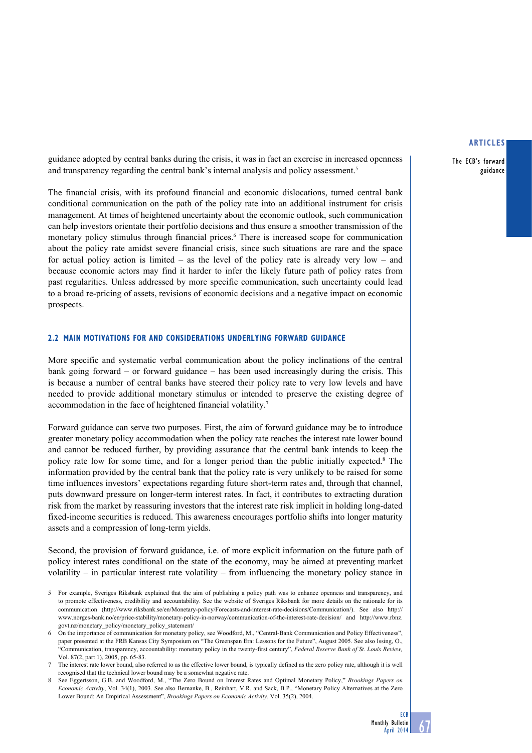guidance adopted by central banks during the crisis, it was in fact an exercise in increased openness and transparency regarding the central bank's internal analysis and policy assessment.[5]

The financial crisis, with its profound financial and economic dislocations, turned central bank conditional communication on the path of the policy rate into an additional instrument for crisis management. At times of heightened uncertainty about the economic outlook, such communication can help investors orientate their portfolio decisions and thus ensure a smoother transmission of the monetary policy stimulus through financial prices.[6] There is increased scope for communication about the policy rate amidst severe financial crisis, since such situations are rare and the space for actual policy action is limited – as the level of the policy rate is already very low – and because economic actors may find it harder to infer the likely future path of policy rates from past regularities. Unless addressed by more specific communication, such uncertainty could lead to a broad re-pricing of assets, revisions of economic decisions and a negative impact on economic prospects.

### 2.2 MAIN MOTIVATIONS FOR AND CONSIDERATIONS UNDERLYING FORWARD GUIDANCE

More specific and systematic verbal communication about the policy inclinations of the central bank going forward – or forward guidance – has been used increasingly during the crisis. This is because a number of central banks have steered their policy rate to very low levels and have needed to provide additional monetary stimulus or intended to preserve the existing degree of accommodation in the face of heightened financial volatility.[7]

Forward guidance can serve two purposes. First, the aim of forward guidance may be to introduce greater monetary policy accommodation when the policy rate reaches the interest rate lower bound and cannot be reduced further, by providing assurance that the central bank intends to keep the policy rate low for some time, and for a longer period than the public initially expected.[8] The information provided by the central bank that the policy rate is very unlikely to be raised for some time influences investors' expectations regarding future short-term rates and, through that channel, puts downward pressure on longer-term interest rates. In fact, it contributes to extracting duration risk from the market by reassuring investors that the interest rate risk implicit in holding long-dated fixed-income securities is reduced. This awareness encourages portfolio shifts into longer maturity assets and a compression of long-term yields.

Second, the provision of forward guidance, i.e. of more explicit information on the future path of policy interest rates conditional on the state of the economy, may be aimed at preventing market volatility – in particular interest rate volatility – from influencing the monetary policy stance in

5 For example, Sveriges Riksbank explained that the aim of publishing a policy path was to enhance openness and transparency, and to promote effectiveness, credibility and accountability. See the website of Sveriges Riksbank for more details on the rationale for its communication (http://www.riksbank.se/en/Monetary-policy/Forecasts-and-interest-rate-decisions/Communication/). See also http://www.norges-bank.no/en/price-stability/monetary-policy-in-norway/communication-of-the-interest-rate-decision/ and http://www.rbnz.govt.nz/monetary_policy/monetary_policy_statement/

6 On the importance of communication for monetary policy, see Woodford, M., "Central-Bank Communication and Policy Effectiveness", paper presented at the FRB Kansas City Symposium on "The Greenspan Era: Lessons for the Future", August 2005. See also Issing, O., "Communication, transparency, accountability: monetary policy in the twenty-first century", *Federal Reserve Bank of St. Louis Review*, Vol. 87(2, part 1), 2005, pp. 65-83.

7 The interest rate lower bound, also referred to as the effective lower bound, is typically defined as the zero policy rate, although it is well recognised that the technical lower bound may be a somewhat negative rate.

8 See Eggertsson, G.B. and Woodford, M., "The Zero Bound on Interest Rates and Optimal Monetary Policy," *Brookings Papers on Economic Activity*, Vol. 34(1), 2003. See also Bernanke, B., Reinhart, V.R. and Sack, B.P., "Monetary Policy Alternatives at the Zero Lower Bound: An Empirical Assessment", *Brookings Papers on Economic Activity*, Vol. 35(2), 2004.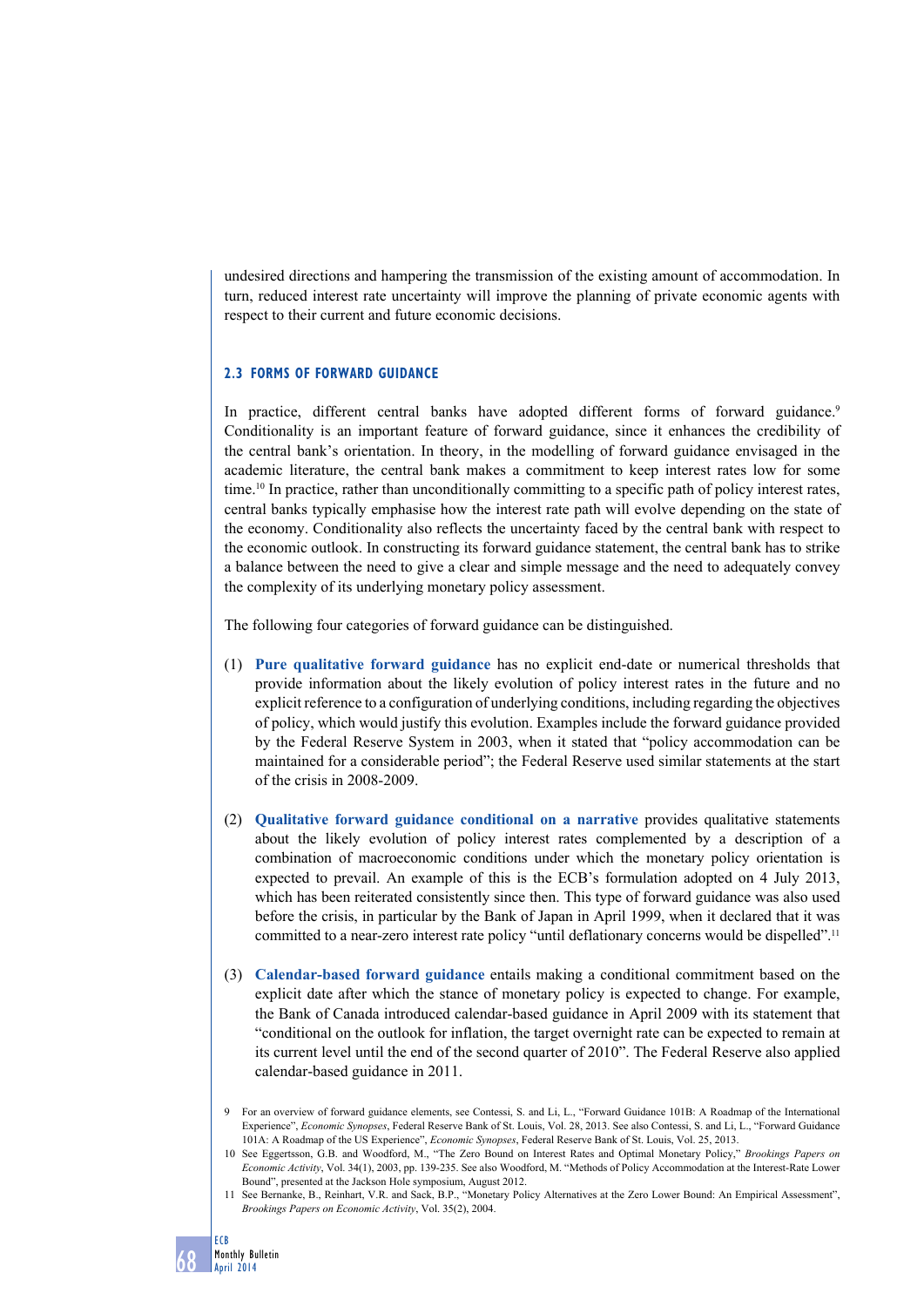undesired directions and hampering the transmission of the existing amount of accommodation. In turn, reduced interest rate uncertainty will improve the planning of private economic agents with respect to their current and future economic decisions.

### 2.3 FORMS OF FORWARD GUIDANCE

In practice, different central banks have adopted different forms of forward guidance.[9] Conditionality is an important feature of forward guidance, since it enhances the credibility of the central bank's orientation. In theory, in the modelling of forward guidance envisaged in the academic literature, the central bank makes a commitment to keep interest rates low for some time.[10] In practice, rather than unconditionally committing to a specific path of policy interest rates, central banks typically emphasise how the interest rate path will evolve depending on the state of the economy. Conditionality also reflects the uncertainty faced by the central bank with respect to the economic outlook. In constructing its forward guidance statement, the central bank has to strike a balance between the need to give a clear and simple message and the need to adequately convey the complexity of its underlying monetary policy assessment.

The following four categories of forward guidance can be distinguished.

(1) **Pure qualitative forward guidance** has no explicit end-date or numerical thresholds that provide information about the likely evolution of policy interest rates in the future and no explicit reference to a configuration of underlying conditions, including regarding the objectives of policy, which would justify this evolution. Examples include the forward guidance provided by the Federal Reserve System in 2003, when it stated that "policy accommodation can be maintained for a considerable period"; the Federal Reserve used similar statements at the start of the crisis in 2008-2009.

(2) **Qualitative forward guidance conditional on a narrative** provides qualitative statements about the likely evolution of policy interest rates complemented by a description of a combination of macroeconomic conditions under which the monetary policy orientation is expected to prevail. An example of this is the ECB's formulation adopted on 4 July 2013, which has been reiterated consistently since then. This type of forward guidance was also used before the crisis, in particular by the Bank of Japan in April 1999, when it declared that it was committed to a near-zero interest rate policy "until deflationary concerns would be dispelled".[11]

(3) **Calendar-based forward guidance** entails making a conditional commitment based on the explicit date after which the stance of monetary policy is expected to change. For example, the Bank of Canada introduced calendar-based guidance in April 2009 with its statement that "conditional on the outlook for inflation, the target overnight rate can be expected to remain at its current level until the end of the second quarter of 2010". The Federal Reserve also applied calendar-based guidance in 2011.

9 For an overview of forward guidance elements, see Contessi, S. and Li, L., "Forward Guidance 101B: A Roadmap of the International Experience", *Economic Synopses*, Federal Reserve Bank of St. Louis, Vol. 28, 2013. See also Contessi, S. and Li, L., "Forward Guidance 101A: A Roadmap of the US Experience", *Economic Synopses*, Federal Reserve Bank of St. Louis, Vol. 25, 2013.

10 See Eggertsson, G.B. and Woodford, M., "The Zero Bound on Interest Rates and Optimal Monetary Policy," *Brookings Papers on Economic Activity*, Vol. 34(1), 2003, pp. 139-235. See also Woodford, M. "Methods of Policy Accommodation at the Interest-Rate Lower Bound", presented at the Jackson Hole symposium, August 2012.

11 See Bernanke, B., Reinhart, V.R. and Sack, B.P., "Monetary Policy Alternatives at the Zero Lower Bound: An Empirical Assessment", *Brookings Papers on Economic Activity*, Vol. 35(2), 2004.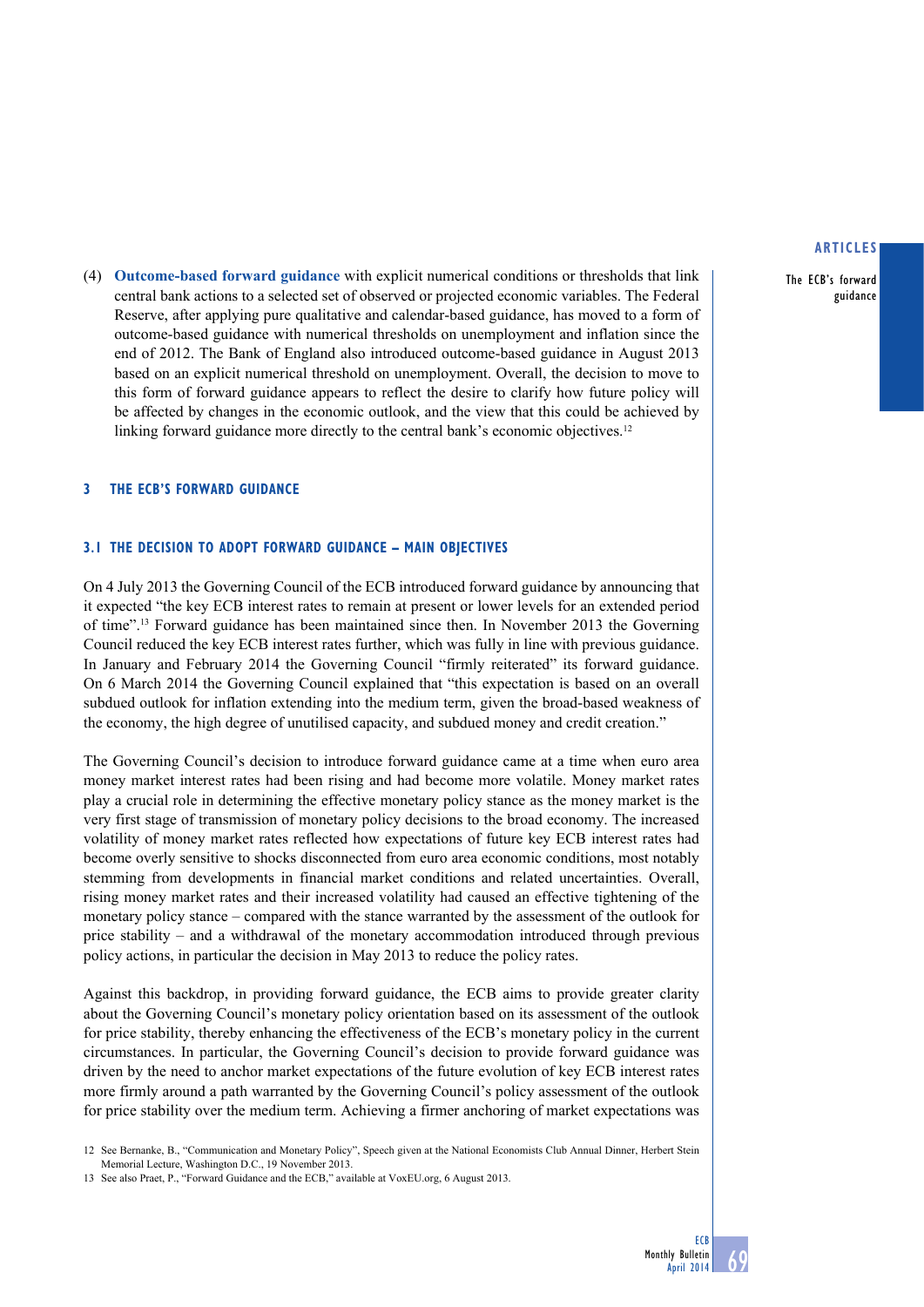(4) **Outcome-based forward guidance** with explicit numerical conditions or thresholds that link central bank actions to a selected set of observed or projected economic variables. The Federal Reserve, after applying pure qualitative and calendar-based guidance, has moved to a form of outcome-based guidance with numerical thresholds on unemployment and inflation since the end of 2012. The Bank of England also introduced outcome-based guidance in August 2013 based on an explicit numerical threshold on unemployment. Overall, the decision to move to this form of forward guidance appears to reflect the desire to clarify how future policy will be affected by changes in the economic outlook, and the view that this could be achieved by linking forward guidance more directly to the central bank's economic objectives.[12]

## 3 THE ECB'S FORWARD GUIDANCE

### 3.1 THE DECISION TO ADOPT FORWARD GUIDANCE – MAIN OBJECTIVES

On 4 July 2013 the Governing Council of the ECB introduced forward guidance by announcing that it expected "the key ECB interest rates to remain at present or lower levels for an extended period of time".[13] Forward guidance has been maintained since then. In November 2013 the Governing Council reduced the key ECB interest rates further, which was fully in line with previous guidance. In January and February 2014 the Governing Council "firmly reiterated" its forward guidance. On 6 March 2014 the Governing Council explained that "this expectation is based on an overall subdued outlook for inflation extending into the medium term, given the broad-based weakness of the economy, the high degree of unutilised capacity, and subdued money and credit creation."

The Governing Council's decision to introduce forward guidance came at a time when euro area money market interest rates had been rising and had become more volatile. Money market rates play a crucial role in determining the effective monetary policy stance as the money market is the very first stage of transmission of monetary policy decisions to the broad economy. The increased volatility of money market rates reflected how expectations of future key ECB interest rates had become overly sensitive to shocks disconnected from euro area economic conditions, most notably stemming from developments in financial market conditions and related uncertainties. Overall, rising money market rates and their increased volatility had caused an effective tightening of the monetary policy stance – compared with the stance warranted by the assessment of the outlook for price stability – and a withdrawal of the monetary accommodation introduced through previous policy actions, in particular the decision in May 2013 to reduce the policy rates.

Against this backdrop, in providing forward guidance, the ECB aims to provide greater clarity about the Governing Council's monetary policy orientation based on its assessment of the outlook for price stability, thereby enhancing the effectiveness of the ECB's monetary policy in the current circumstances. In particular, the Governing Council's decision to provide forward guidance was driven by the need to anchor market expectations of the future evolution of key ECB interest rates more firmly around a path warranted by the Governing Council's policy assessment of the outlook for price stability over the medium term. Achieving a firmer anchoring of market expectations was

12 See Bernanke, B., "Communication and Monetary Policy", Speech given at the National Economists Club Annual Dinner, Herbert Stein Memorial Lecture, Washington D.C., 19 November 2013.

13 See also Praet, P., "Forward Guidance and the ECB," available at VoxEU.org, 6 August 2013.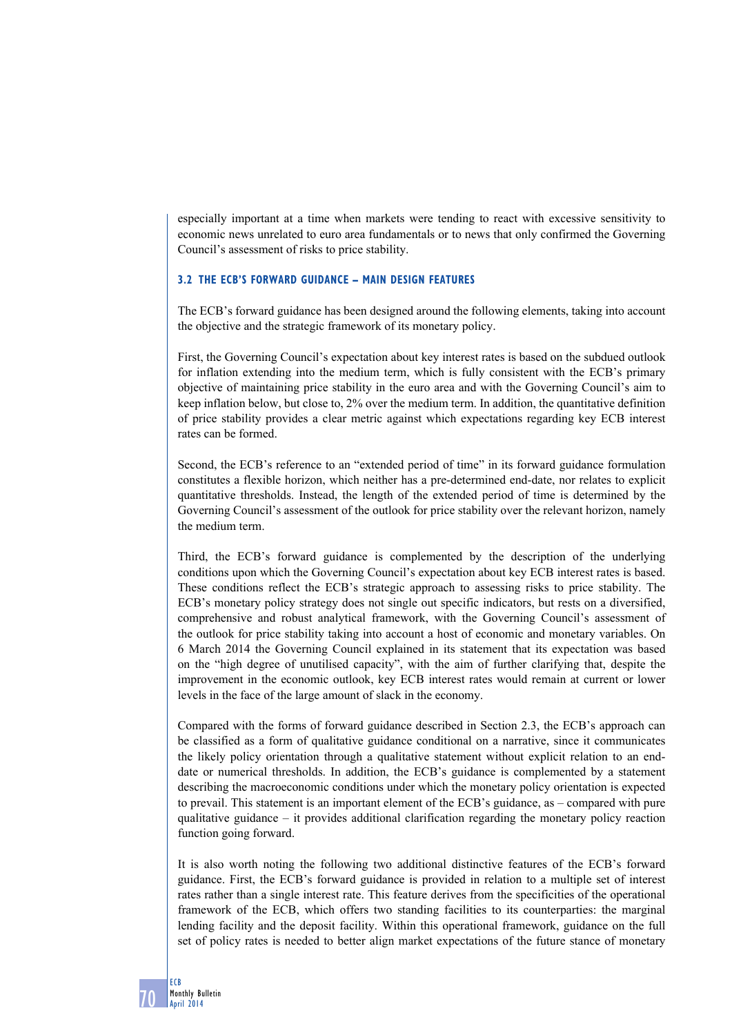especially important at a time when markets were tending to react with excessive sensitivity to economic news unrelated to euro area fundamentals or to news that only confirmed the Governing Council's assessment of risks to price stability.

### 3.2 THE ECB'S FORWARD GUIDANCE – MAIN DESIGN FEATURES

The ECB's forward guidance has been designed around the following elements, taking into account the objective and the strategic framework of its monetary policy.

First, the Governing Council's expectation about key interest rates is based on the subdued outlook for inflation extending into the medium term, which is fully consistent with the ECB's primary objective of maintaining price stability in the euro area and with the Governing Council's aim to keep inflation below, but close to, 2% over the medium term. In addition, the quantitative definition of price stability provides a clear metric against which expectations regarding key ECB interest rates can be formed.

Second, the ECB's reference to an "extended period of time" in its forward guidance formulation constitutes a flexible horizon, which neither has a pre-determined end-date, nor relates to explicit quantitative thresholds. Instead, the length of the extended period of time is determined by the Governing Council's assessment of the outlook for price stability over the relevant horizon, namely the medium term.

Third, the ECB's forward guidance is complemented by the description of the underlying conditions upon which the Governing Council's expectation about key ECB interest rates is based. These conditions reflect the ECB's strategic approach to assessing risks to price stability. The ECB's monetary policy strategy does not single out specific indicators, but rests on a diversified, comprehensive and robust analytical framework, with the Governing Council's assessment of the outlook for price stability taking into account a host of economic and monetary variables. On 6 March 2014 the Governing Council explained in its statement that its expectation was based on the "high degree of unutilised capacity", with the aim of further clarifying that, despite the improvement in the economic outlook, key ECB interest rates would remain at current or lower levels in the face of the large amount of slack in the economy.

Compared with the forms of forward guidance described in Section 2.3, the ECB's approach can be classified as a form of qualitative guidance conditional on a narrative, since it communicates the likely policy orientation through a qualitative statement without explicit relation to an end-date or numerical thresholds. In addition, the ECB's guidance is complemented by a statement describing the macroeconomic conditions under which the monetary policy orientation is expected to prevail. This statement is an important element of the ECB's guidance, as – compared with pure qualitative guidance – it provides additional clarification regarding the monetary policy reaction function going forward.

It is also worth noting the following two additional distinctive features of the ECB's forward guidance. First, the ECB's forward guidance is provided in relation to a multiple set of interest rates rather than a single interest rate. This feature derives from the specificities of the operational framework of the ECB, which offers two standing facilities to its counterparties: the marginal lending facility and the deposit facility. Within this operational framework, guidance on the full set of policy rates is needed to better align market expectations of the future stance of monetary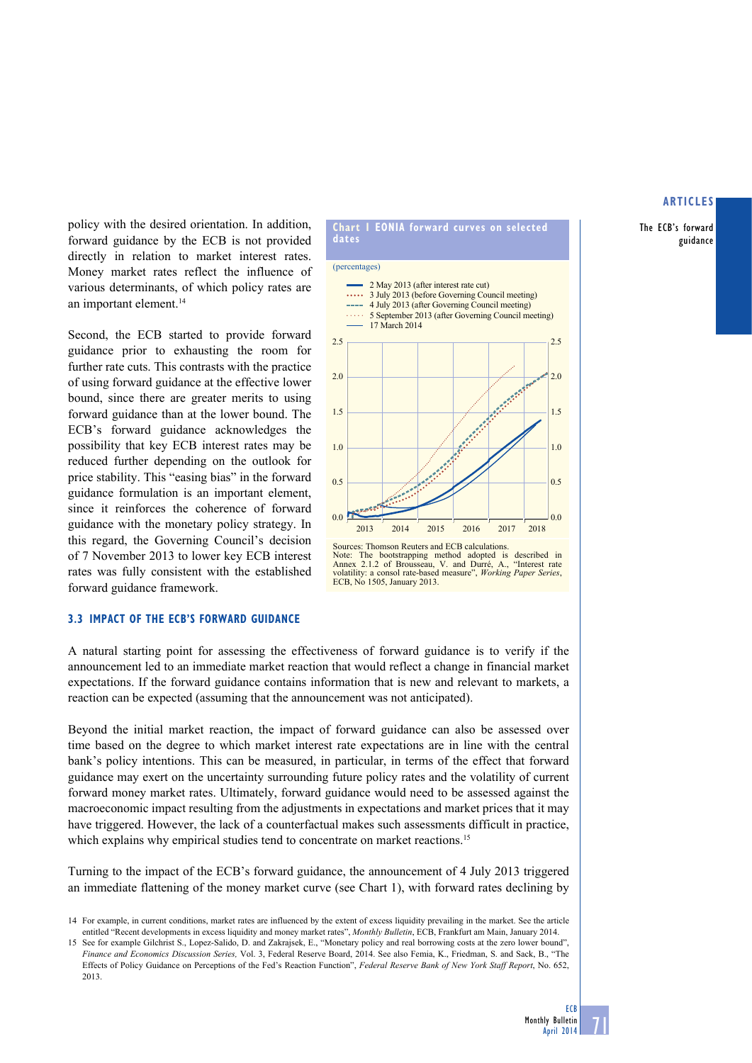policy with the desired orientation. In addition, forward guidance by the ECB is not provided directly in relation to market interest rates. Money market rates reflect the influence of various determinants, of which policy rates are an important element.[14]

Second, the ECB started to provide forward guidance prior to exhausting the room for further rate cuts. This contrasts with the practice of using forward guidance at the effective lower bound, since there are greater merits to using forward guidance than at the lower bound. The ECB's forward guidance acknowledges the possibility that key ECB interest rates may be reduced further depending on the outlook for price stability. This "easing bias" in the forward guidance formulation is an important element, since it reinforces the coherence of forward guidance with the monetary policy strategy. In this regard, the Governing Council's decision of 7 November 2013 to lower key ECB interest rates was fully consistent with the established forward guidance framework.

**Chart 1 EONIA forward curves on selected dates**

(percentages)

- 2 May 2013 (after interest rate cut)
- 3 July 2013 (before Governing Council meeting)
- 4 July 2013 (after Governing Council meeting)
- 5 September 2013 (after Governing Council meeting)
- 17 March 2014

Sources: Thomson Reuters and ECB calculations.
Note: The bootstrapping method adopted is described in Annex 2.1.2 of Brousseau, V. and Durré, A., "Interest rate volatility: a consol rate-based measure", *Working Paper Series*, ECB, No 1505, January 2013.

### 3.3 IMPACT OF THE ECB'S FORWARD GUIDANCE

A natural starting point for assessing the effectiveness of forward guidance is to verify if the announcement led to an immediate market reaction that would reflect a change in financial market expectations. If the forward guidance contains information that is new and relevant to markets, a reaction can be expected (assuming that the announcement was not anticipated).

Beyond the initial market reaction, the impact of forward guidance can also be assessed over time based on the degree to which market interest rate expectations are in line with the central bank's policy intentions. This can be measured, in particular, in terms of the effect that forward guidance may exert on the uncertainty surrounding future policy rates and the volatility of current forward money market rates. Ultimately, forward guidance would need to be assessed against the macroeconomic impact resulting from the adjustments in expectations and market prices that it may have triggered. However, the lack of a counterfactual makes such assessments difficult in practice, which explains why empirical studies tend to concentrate on market reactions.[15]

Turning to the impact of the ECB's forward guidance, the announcement of 4 July 2013 triggered an immediate flattening of the money market curve (see Chart 1), with forward rates declining by

14 For example, in current conditions, market rates are influenced by the extent of excess liquidity prevailing in the market. See the article entitled "Recent developments in excess liquidity and money market rates", *Monthly Bulletin*, ECB, Frankfurt am Main, January 2014.

15 See for example Gilchrist S., Lopez-Salido, D. and Zakrajsek, E., "Monetary policy and real borrowing costs at the zero lower bound", *Finance and Economics Discussion Series,* Vol. 3, Federal Reserve Board, 2014. See also Femia, K., Friedman, S. and Sack, B., "The Effects of Policy Guidance on Perceptions of the Fed's Reaction Function", *Federal Reserve Bank of New York Staff Report*, No. 652, 2013.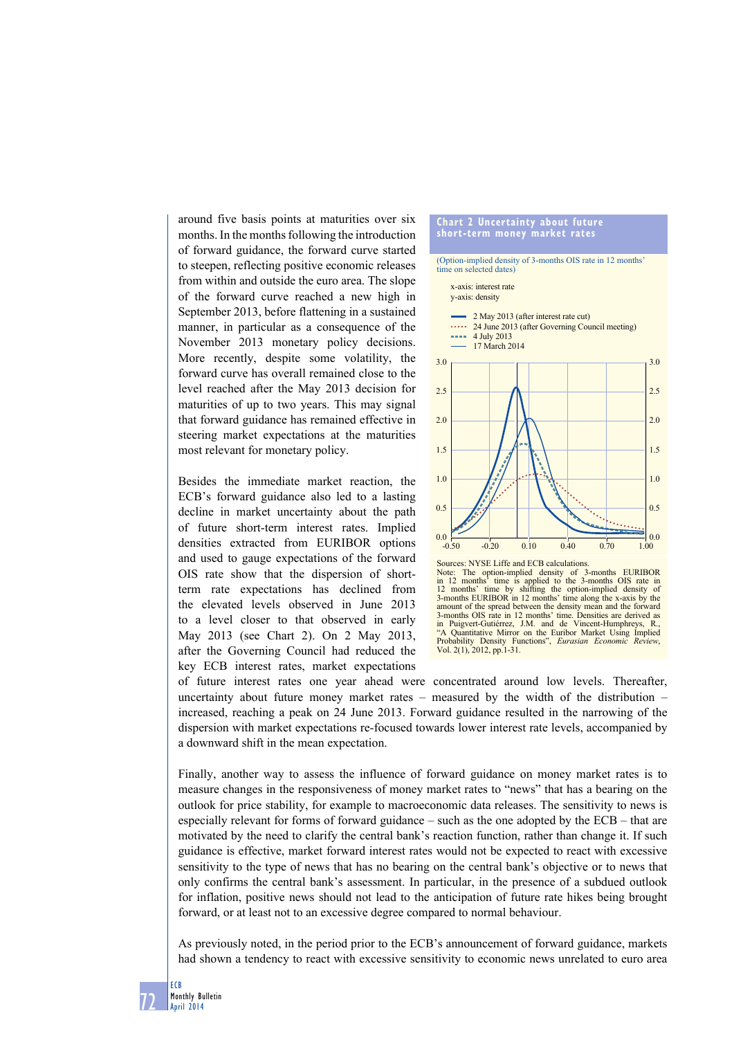around five basis points at maturities over six months. In the months following the introduction of forward guidance, the forward curve started to steepen, reflecting positive economic releases from within and outside the euro area. The slope of the forward curve reached a new high in September 2013, before flattening in a sustained manner, in particular as a consequence of the November 2013 monetary policy decisions. More recently, despite some volatility, the forward curve has overall remained close to the level reached after the May 2013 decision for maturities of up to two years. This may signal that forward guidance has remained effective in steering market expectations at the maturities most relevant for monetary policy.

Besides the immediate market reaction, the ECB's forward guidance also led to a lasting decline in market uncertainty about the path of future short-term interest rates. Implied densities extracted from EURIBOR options and used to gauge expectations of the forward OIS rate show that the dispersion of short-term rate expectations has declined from the elevated levels observed in June 2013 to a level closer to that observed in early May 2013 (see Chart 2). On 2 May 2013, after the Governing Council had reduced the key ECB interest rates, market expectations of future interest rates one year ahead were concentrated around low levels. Thereafter, uncertainty about future money market rates – measured by the width of the distribution – increased, reaching a peak on 24 June 2013. Forward guidance resulted in the narrowing of the dispersion with market expectations re-focused towards lower interest rate levels, accompanied by a downward shift in the mean expectation.

**Chart 2 Uncertainty about future short-term money market rates**

(Option-implied density of 3-months OIS rate in 12 months' time on selected dates)

x-axis: interest rate
y-axis: density

- 2 May 2013 (after interest rate cut)
- 24 June 2013 (after Governing Council meeting)
- 4 July 2013
- 17 March 2014

Sources: NYSE Liffe and ECB calculations.
Note: The option-implied density of 3-months EURIBOR in 12 months' time is applied to the 3-months OIS rate in 12 months' time by shifting the option-implied density of 3-months EURIBOR in 12 months' time along the x-axis by the amount of the spread between the density mean and the forward 3-months OIS rate in 12 months' time. Densities are derived as in Puigvert-Gutiérrez, J.M. and de Vincent-Humphreys, R., "A Quantitative Mirror on the Euribor Market Using Implied Probability Density Functions", *Eurasian Economic Review*, Vol. 2(1), 2012, pp.1-31.

Finally, another way to assess the influence of forward guidance on money market rates is to measure changes in the responsiveness of money market rates to "news" that has a bearing on the outlook for price stability, for example to macroeconomic data releases. The sensitivity to news is especially relevant for forms of forward guidance – such as the one adopted by the ECB – that are motivated by the need to clarify the central bank's reaction function, rather than change it. If such guidance is effective, market forward interest rates would not be expected to react with excessive sensitivity to the type of news that has no bearing on the central bank's objective or to news that only confirms the central bank's assessment. In particular, in the presence of a subdued outlook for inflation, positive news should not lead to the anticipation of future rate hikes being brought forward, or at least not to an excessive degree compared to normal behaviour.

As previously noted, in the period prior to the ECB's announcement of forward guidance, markets had shown a tendency to react with excessive sensitivity to economic news unrelated to euro area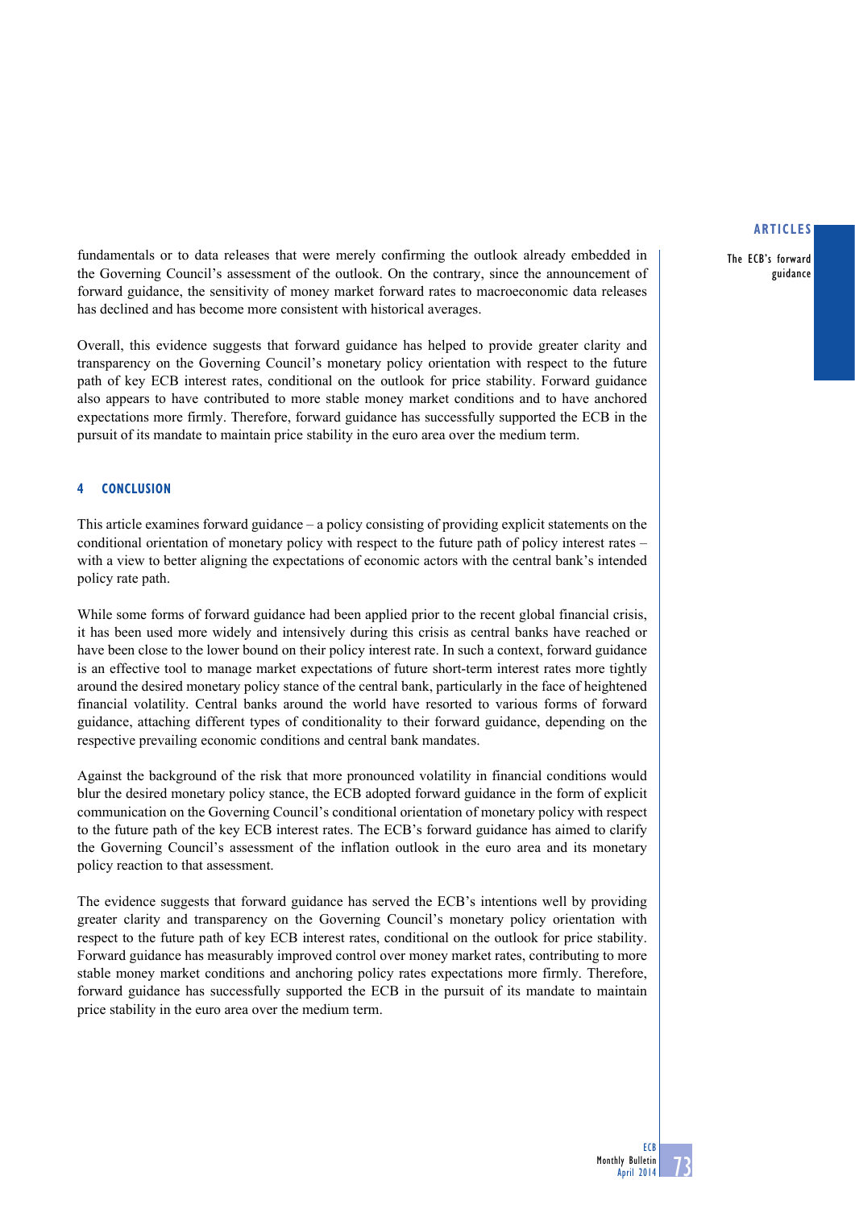fundamentals or to data releases that were merely confirming the outlook already embedded in the Governing Council's assessment of the outlook. On the contrary, since the announcement of forward guidance, the sensitivity of money market forward rates to macroeconomic data releases has declined and has become more consistent with historical averages.

Overall, this evidence suggests that forward guidance has helped to provide greater clarity and transparency on the Governing Council's monetary policy orientation with respect to the future path of key ECB interest rates, conditional on the outlook for price stability. Forward guidance also appears to have contributed to more stable money market conditions and to have anchored expectations more firmly. Therefore, forward guidance has successfully supported the ECB in the pursuit of its mandate to maintain price stability in the euro area over the medium term.

## 4 CONCLUSION

This article examines forward guidance – a policy consisting of providing explicit statements on the conditional orientation of monetary policy with respect to the future path of policy interest rates – with a view to better aligning the expectations of economic actors with the central bank's intended policy rate path.

While some forms of forward guidance had been applied prior to the recent global financial crisis, it has been used more widely and intensively during this crisis as central banks have reached or have been close to the lower bound on their policy interest rate. In such a context, forward guidance is an effective tool to manage market expectations of future short-term interest rates more tightly around the desired monetary policy stance of the central bank, particularly in the face of heightened financial volatility. Central banks around the world have resorted to various forms of forward guidance, attaching different types of conditionality to their forward guidance, depending on the respective prevailing economic conditions and central bank mandates.

Against the background of the risk that more pronounced volatility in financial conditions would blur the desired monetary policy stance, the ECB adopted forward guidance in the form of explicit communication on the Governing Council's conditional orientation of monetary policy with respect to the future path of the key ECB interest rates. The ECB's forward guidance has aimed to clarify the Governing Council's assessment of the inflation outlook in the euro area and its monetary policy reaction to that assessment.

The evidence suggests that forward guidance has served the ECB's intentions well by providing greater clarity and transparency on the Governing Council's monetary policy orientation with respect to the future path of key ECB interest rates, conditional on the outlook for price stability. Forward guidance has measurably improved control over money market rates, contributing to more stable money market conditions and anchoring policy rates expectations more firmly. Therefore, forward guidance has successfully supported the ECB in the pursuit of its mandate to maintain price stability in the euro area over the medium term.